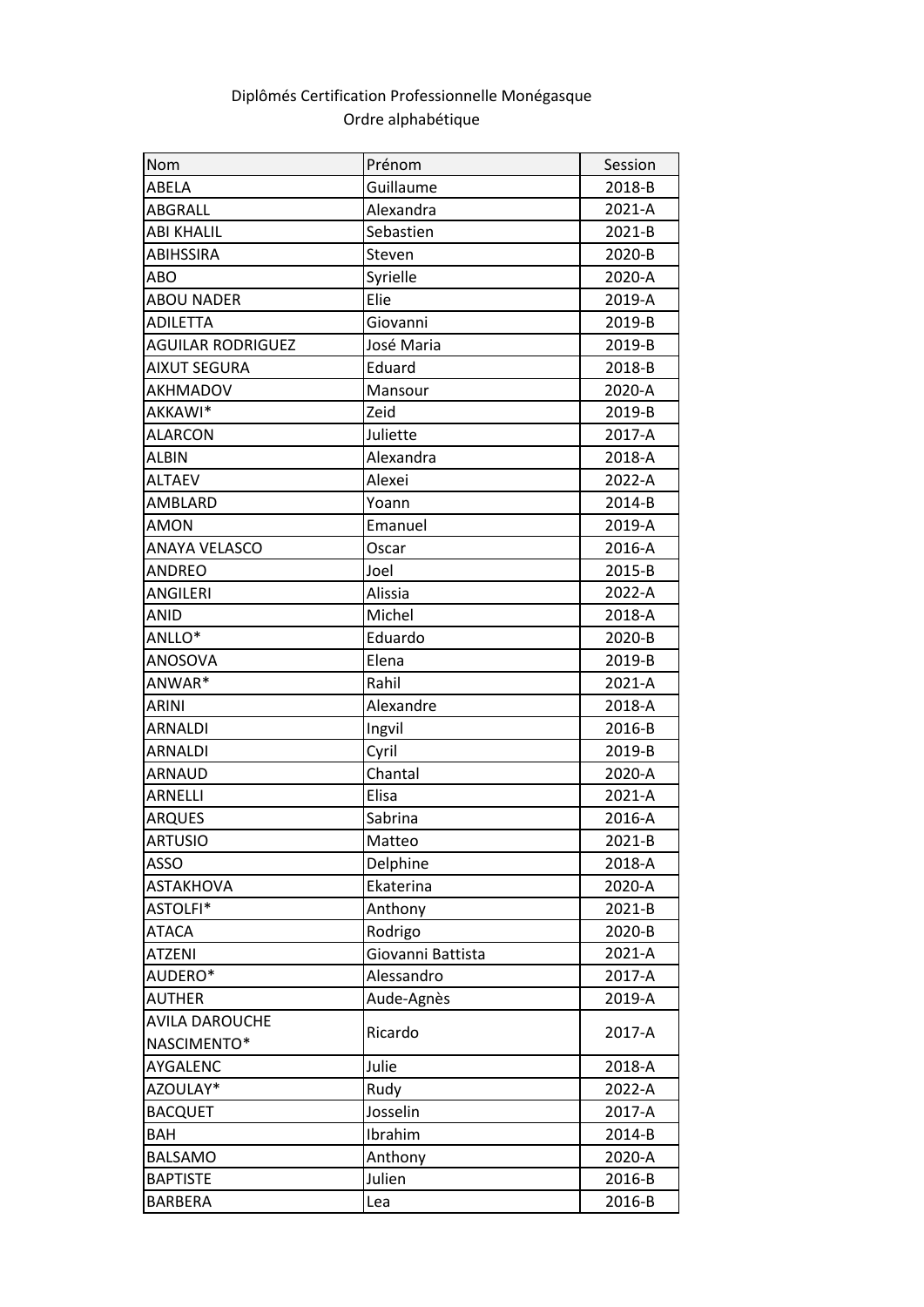Diplômés Certification Professionnelle Monégasque
Ordre alphabétique

| Nom | Prénom | Session |
|---|---|---|
| ABELA | Guillaume | 2018-B |
| ABGRALL | Alexandra | 2021-A |
| ABI KHALIL | Sebastien | 2021-B |
| ABIHSSIRA | Steven | 2020-B |
| ABO | Syrielle | 2020-A |
| ABOU NADER | Elie | 2019-A |
| ADILETTA | Giovanni | 2019-B |
| AGUILAR RODRIGUEZ | José Maria | 2019-B |
| AIXUT SEGURA | Eduard | 2018-B |
| AKHMADOV | Mansour | 2020-A |
| AKKAWI* | Zeid | 2019-B |
| ALARCON | Juliette | 2017-A |
| ALBIN | Alexandra | 2018-A |
| ALTAEV | Alexei | 2022-A |
| AMBLARD | Yoann | 2014-B |
| AMON | Emanuel | 2019-A |
| ANAYA VELASCO | Oscar | 2016-A |
| ANDREO | Joel | 2015-B |
| ANGILERI | Alissia | 2022-A |
| ANID | Michel | 2018-A |
| ANLLO* | Eduardo | 2020-B |
| ANOSOVA | Elena | 2019-B |
| ANWAR* | Rahil | 2021-A |
| ARINI | Alexandre | 2018-A |
| ARNALDI | Ingvil | 2016-B |
| ARNALDI | Cyril | 2019-B |
| ARNAUD | Chantal | 2020-A |
| ARNELLI | Elisa | 2021-A |
| ARQUES | Sabrina | 2016-A |
| ARTUSIO | Matteo | 2021-B |
| ASSO | Delphine | 2018-A |
| ASTAKHOVA | Ekaterina | 2020-A |
| ASTOLFI* | Anthony | 2021-B |
| ATACA | Rodrigo | 2020-B |
| ATZENI | Giovanni Battista | 2021-A |
| AUDERO* | Alessandro | 2017-A |
| AUTHER | Aude-Agnès | 2019-A |
| AVILA DAROUCHE NASCIMENTO* | Ricardo | 2017-A |
| AYGALENC | Julie | 2018-A |
| AZOULAY* | Rudy | 2022-A |
| BACQUET | Josselin | 2017-A |
| BAH | Ibrahim | 2014-B |
| BALSAMO | Anthony | 2020-A |
| BAPTISTE | Julien | 2016-B |
| BARBERA | Lea | 2016-B |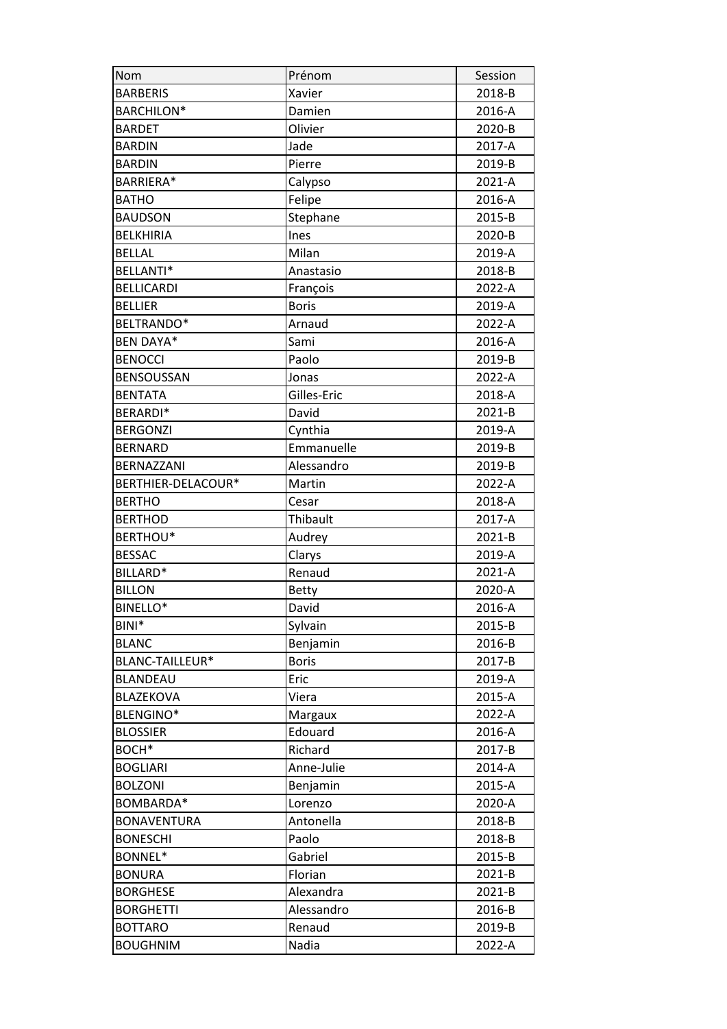| Nom | Prénom | Session |
|---|---|---|
| BARBERIS | Xavier | 2018-B |
| BARCHILON* | Damien | 2016-A |
| BARDET | Olivier | 2020-B |
| BARDIN | Jade | 2017-A |
| BARDIN | Pierre | 2019-B |
| BARRIERA* | Calypso | 2021-A |
| BATHO | Felipe | 2016-A |
| BAUDSON | Stephane | 2015-B |
| BELKHIRIA | Ines | 2020-B |
| BELLAL | Milan | 2019-A |
| BELLANTI* | Anastasio | 2018-B |
| BELLICARDI | François | 2022-A |
| BELLIER | Boris | 2019-A |
| BELTRANDO* | Arnaud | 2022-A |
| BEN DAYA* | Sami | 2016-A |
| BENOCCI | Paolo | 2019-B |
| BENSOUSSAN | Jonas | 2022-A |
| BENTATA | Gilles-Eric | 2018-A |
| BERARDI* | David | 2021-B |
| BERGONZI | Cynthia | 2019-A |
| BERNARD | Emmanuelle | 2019-B |
| BERNAZZANI | Alessandro | 2019-B |
| BERTHIER-DELACOUR* | Martin | 2022-A |
| BERTHO | Cesar | 2018-A |
| BERTHOD | Thibault | 2017-A |
| BERTHOU* | Audrey | 2021-B |
| BESSAC | Clarys | 2019-A |
| BILLARD* | Renaud | 2021-A |
| BILLON | Betty | 2020-A |
| BINELLO* | David | 2016-A |
| BINI* | Sylvain | 2015-B |
| BLANC | Benjamin | 2016-B |
| BLANC-TAILLEUR* | Boris | 2017-B |
| BLANDEAU | Eric | 2019-A |
| BLAZEKOVA | Viera | 2015-A |
| BLENGINO* | Margaux | 2022-A |
| BLOSSIER | Edouard | 2016-A |
| BOCH* | Richard | 2017-B |
| BOGLIARI | Anne-Julie | 2014-A |
| BOLZONI | Benjamin | 2015-A |
| BOMBARDA* | Lorenzo | 2020-A |
| BONAVENTURA | Antonella | 2018-B |
| BONESCHI | Paolo | 2018-B |
| BONNEL* | Gabriel | 2015-B |
| BONURA | Florian | 2021-B |
| BORGHESE | Alexandra | 2021-B |
| BORGHETTI | Alessandro | 2016-B |
| BOTTARO | Renaud | 2019-B |
| BOUGHNIM | Nadia | 2022-A |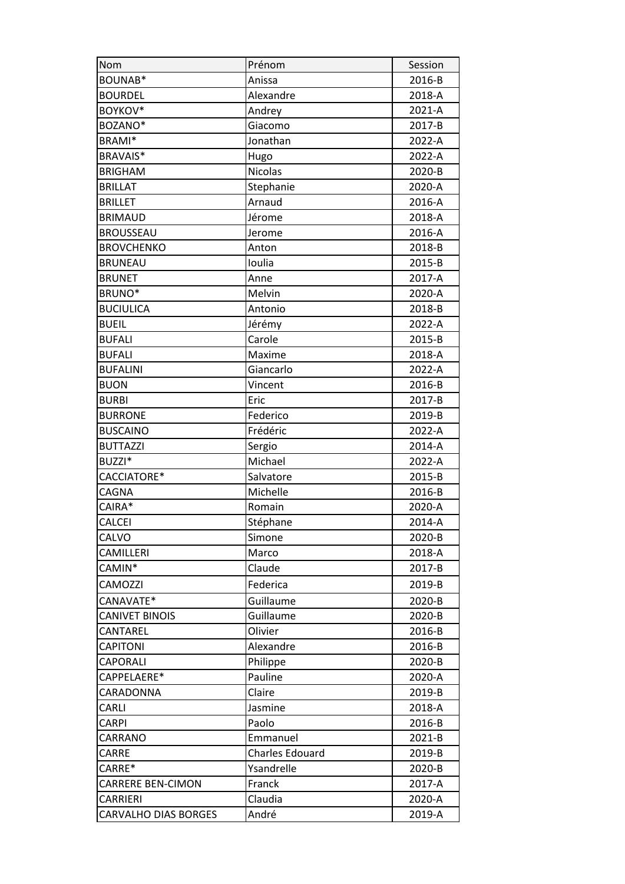| Nom | Prénom | Session |
|---|---|---|
| BOUNAB* | Anissa | 2016-B |
| BOURDEL | Alexandre | 2018-A |
| BOYKOV* | Andrey | 2021-A |
| BOZANO* | Giacomo | 2017-B |
| BRAMI* | Jonathan | 2022-A |
| BRAVAIS* | Hugo | 2022-A |
| BRIGHAM | Nicolas | 2020-B |
| BRILLAT | Stephanie | 2020-A |
| BRILLET | Arnaud | 2016-A |
| BRIMAUD | Jérome | 2018-A |
| BROUSSEAU | Jerome | 2016-A |
| BROVCHENKO | Anton | 2018-B |
| BRUNEAU | Ioulia | 2015-B |
| BRUNET | Anne | 2017-A |
| BRUNO* | Melvin | 2020-A |
| BUCIULICA | Antonio | 2018-B |
| BUEIL | Jérémy | 2022-A |
| BUFALI | Carole | 2015-B |
| BUFALI | Maxime | 2018-A |
| BUFALINI | Giancarlo | 2022-A |
| BUON | Vincent | 2016-B |
| BURBI | Eric | 2017-B |
| BURRONE | Federico | 2019-B |
| BUSCAINO | Frédéric | 2022-A |
| BUTTAZZI | Sergio | 2014-A |
| BUZZI* | Michael | 2022-A |
| CACCIATORE* | Salvatore | 2015-B |
| CAGNA | Michelle | 2016-B |
| CAIRA* | Romain | 2020-A |
| CALCEI | Stéphane | 2014-A |
| CALVO | Simone | 2020-B |
| CAMILLERI | Marco | 2018-A |
| CAMIN* | Claude | 2017-B |
| CAMOZZI | Federica | 2019-B |
| CANAVATE* | Guillaume | 2020-B |
| CANIVET BINOIS | Guillaume | 2020-B |
| CANTAREL | Olivier | 2016-B |
| CAPITONI | Alexandre | 2016-B |
| CAPORALI | Philippe | 2020-B |
| CAPPELAERE* | Pauline | 2020-A |
| CARADONNA | Claire | 2019-B |
| CARLI | Jasmine | 2018-A |
| CARPI | Paolo | 2016-B |
| CARRANO | Emmanuel | 2021-B |
| CARRE | Charles Edouard | 2019-B |
| CARRE* | Ysandrelle | 2020-B |
| CARRERE BEN-CIMON | Franck | 2017-A |
| CARRIERI | Claudia | 2020-A |
| CARVALHO DIAS BORGES | André | 2019-A |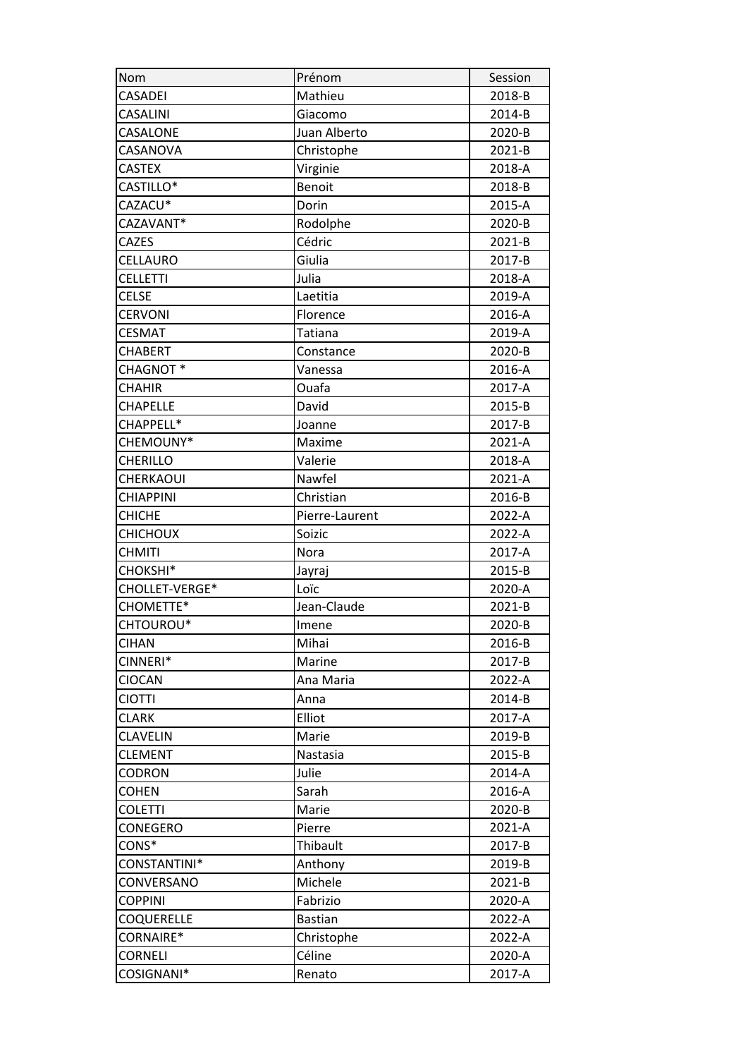| Nom | Prénom | Session |
|---|---|---|
| CASADEI | Mathieu | 2018-B |
| CASALINI | Giacomo | 2014-B |
| CASALONE | Juan Alberto | 2020-B |
| CASANOVA | Christophe | 2021-B |
| CASTEX | Virginie | 2018-A |
| CASTILLO* | Benoit | 2018-B |
| CAZACU* | Dorin | 2015-A |
| CAZAVANT* | Rodolphe | 2020-B |
| CAZES | Cédric | 2021-B |
| CELLAURO | Giulia | 2017-B |
| CELLETTI | Julia | 2018-A |
| CELSE | Laetitia | 2019-A |
| CERVONI | Florence | 2016-A |
| CESMAT | Tatiana | 2019-A |
| CHABERT | Constance | 2020-B |
| CHAGNOT * | Vanessa | 2016-A |
| CHAHIR | Ouafa | 2017-A |
| CHAPELLE | David | 2015-B |
| CHAPPELL* | Joanne | 2017-B |
| CHEMOUNY* | Maxime | 2021-A |
| CHERILLO | Valerie | 2018-A |
| CHERKAOUI | Nawfel | 2021-A |
| CHIAPPINI | Christian | 2016-B |
| CHICHE | Pierre-Laurent | 2022-A |
| CHICHOUX | Soizic | 2022-A |
| CHMITI | Nora | 2017-A |
| CHOKSHI* | Jayraj | 2015-B |
| CHOLLET-VERGE* | Loïc | 2020-A |
| CHOMETTE* | Jean-Claude | 2021-B |
| CHTOUROU* | Imene | 2020-B |
| CIHAN | Mihai | 2016-B |
| CINNERI* | Marine | 2017-B |
| CIOCAN | Ana Maria | 2022-A |
| CIOTTI | Anna | 2014-B |
| CLARK | Elliot | 2017-A |
| CLAVELIN | Marie | 2019-B |
| CLEMENT | Nastasia | 2015-B |
| CODRON | Julie | 2014-A |
| COHEN | Sarah | 2016-A |
| COLETTI | Marie | 2020-B |
| CONEGERO | Pierre | 2021-A |
| CONS* | Thibault | 2017-B |
| CONSTANTINI* | Anthony | 2019-B |
| CONVERSANO | Michele | 2021-B |
| COPPINI | Fabrizio | 2020-A |
| COQUERELLE | Bastian | 2022-A |
| CORNAIRE* | Christophe | 2022-A |
| CORNELI | Céline | 2020-A |
| COSIGNANI* | Renato | 2017-A |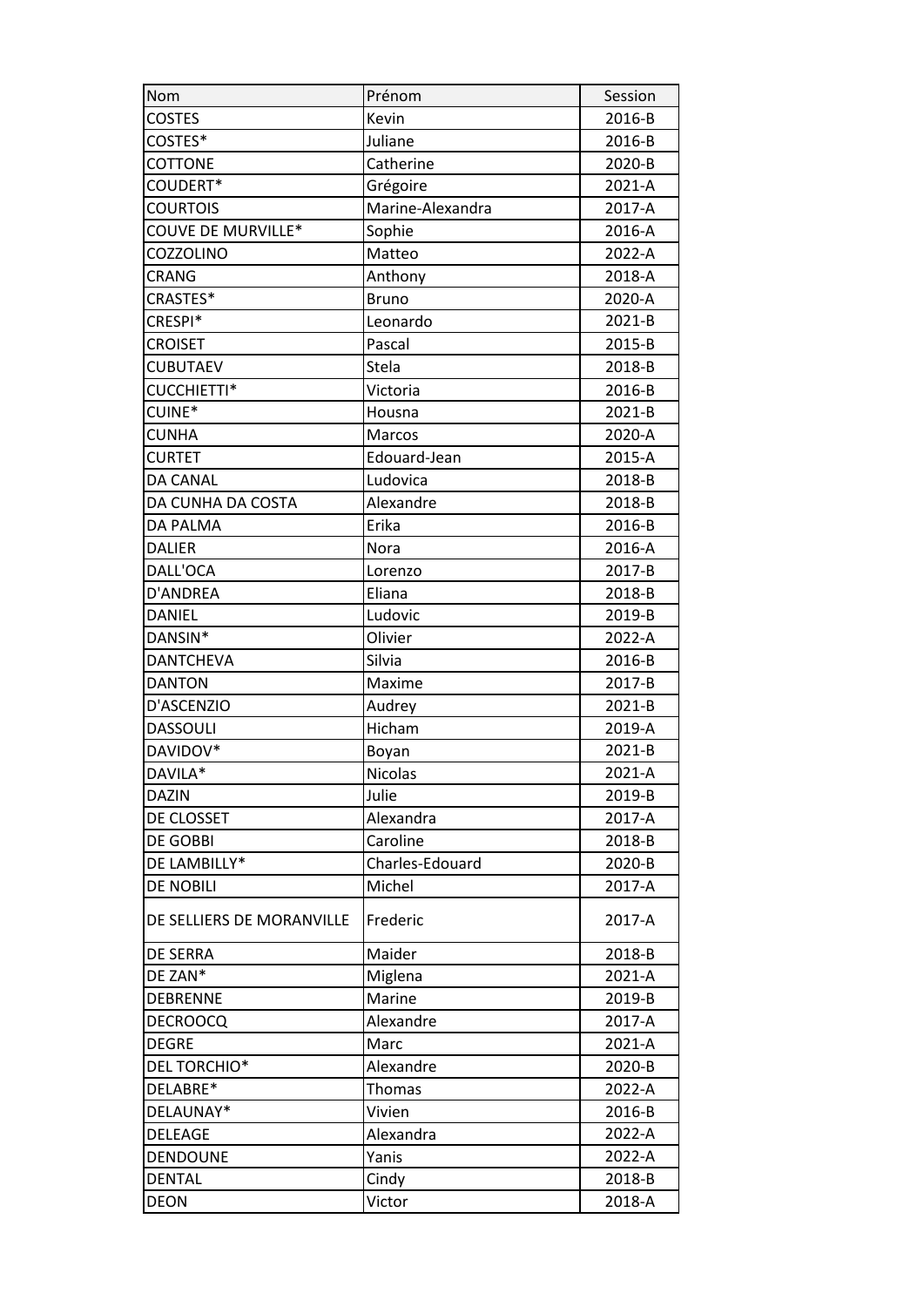| Nom | Prénom | Session |
| --- | --- | --- |
| COSTES | Kevin | 2016-B |
| COSTES* | Juliane | 2016-B |
| COTTONE | Catherine | 2020-B |
| COUDERT* | Grégoire | 2021-A |
| COURTOIS | Marine-Alexandra | 2017-A |
| COUVE DE MURVILLE* | Sophie | 2016-A |
| COZZOLINO | Matteo | 2022-A |
| CRANG | Anthony | 2018-A |
| CRASTES* | Bruno | 2020-A |
| CRESPI* | Leonardo | 2021-B |
| CROISET | Pascal | 2015-B |
| CUBUTAEV | Stela | 2018-B |
| CUCCHIETTI* | Victoria | 2016-B |
| CUINE* | Housna | 2021-B |
| CUNHA | Marcos | 2020-A |
| CURTET | Edouard-Jean | 2015-A |
| DA CANAL | Ludovica | 2018-B |
| DA CUNHA DA COSTA | Alexandre | 2018-B |
| DA PALMA | Erika | 2016-B |
| DALIER | Nora | 2016-A |
| DALL'OCA | Lorenzo | 2017-B |
| D'ANDREA | Eliana | 2018-B |
| DANIEL | Ludovic | 2019-B |
| DANSIN* | Olivier | 2022-A |
| DANTCHEVA | Silvia | 2016-B |
| DANTON | Maxime | 2017-B |
| D'ASCENZIO | Audrey | 2021-B |
| DASSOULI | Hicham | 2019-A |
| DAVIDOV* | Boyan | 2021-B |
| DAVILA* | Nicolas | 2021-A |
| DAZIN | Julie | 2019-B |
| DE CLOSSET | Alexandra | 2017-A |
| DE GOBBI | Caroline | 2018-B |
| DE LAMBILLY* | Charles-Edouard | 2020-B |
| DE NOBILI | Michel | 2017-A |
| DE SELLIERS DE MORANVILLE | Frederic | 2017-A |
| DE SERRA | Maider | 2018-B |
| DE ZAN* | Miglena | 2021-A |
| DEBRENNE | Marine | 2019-B |
| DECROOCQ | Alexandre | 2017-A |
| DEGRE | Marc | 2021-A |
| DEL TORCHIO* | Alexandre | 2020-B |
| DELABRE* | Thomas | 2022-A |
| DELAUNAY* | Vivien | 2016-B |
| DELEAGE | Alexandra | 2022-A |
| DENDOUNE | Yanis | 2022-A |
| DENTAL | Cindy | 2018-B |
| DEON | Victor | 2018-A |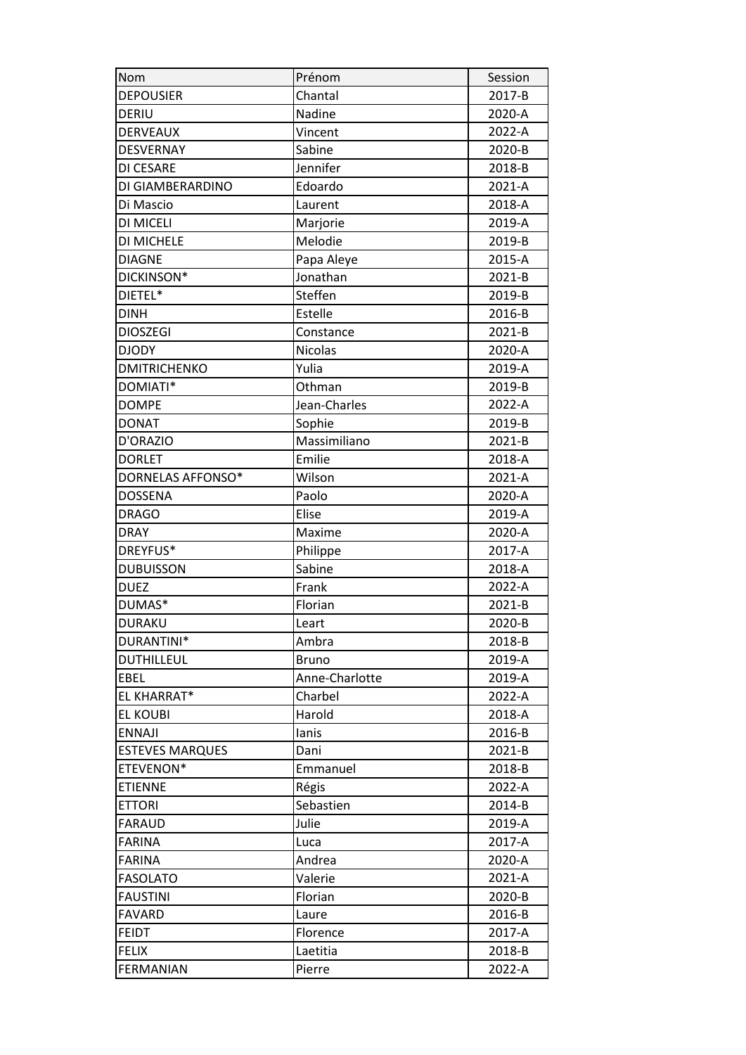| Nom | Prénom | Session |
|---|---|---|
| DEPOUSIER | Chantal | 2017-B |
| DERIU | Nadine | 2020-A |
| DERVEAUX | Vincent | 2022-A |
| DESVERNAY | Sabine | 2020-B |
| DI CESARE | Jennifer | 2018-B |
| DI GIAMBERARDINO | Edoardo | 2021-A |
| Di Mascio | Laurent | 2018-A |
| DI MICELI | Marjorie | 2019-A |
| DI MICHELE | Melodie | 2019-B |
| DIAGNE | Papa Aleye | 2015-A |
| DICKINSON* | Jonathan | 2021-B |
| DIETEL* | Steffen | 2019-B |
| DINH | Estelle | 2016-B |
| DIOSZEGI | Constance | 2021-B |
| DJODY | Nicolas | 2020-A |
| DMITRICHENKO | Yulia | 2019-A |
| DOMIATI* | Othman | 2019-B |
| DOMPE | Jean-Charles | 2022-A |
| DONAT | Sophie | 2019-B |
| D'ORAZIO | Massimiliano | 2021-B |
| DORLET | Emilie | 2018-A |
| DORNELAS AFFONSO* | Wilson | 2021-A |
| DOSSENA | Paolo | 2020-A |
| DRAGO | Elise | 2019-A |
| DRAY | Maxime | 2020-A |
| DREYFUS* | Philippe | 2017-A |
| DUBUISSON | Sabine | 2018-A |
| DUEZ | Frank | 2022-A |
| DUMAS* | Florian | 2021-B |
| DURAKU | Leart | 2020-B |
| DURANTINI* | Ambra | 2018-B |
| DUTHILLEUL | Bruno | 2019-A |
| EBEL | Anne-Charlotte | 2019-A |
| EL KHARRAT* | Charbel | 2022-A |
| EL KOUBI | Harold | 2018-A |
| ENNAJI | Ianis | 2016-B |
| ESTEVES MARQUES | Dani | 2021-B |
| ETEVENON* | Emmanuel | 2018-B |
| ETIENNE | Régis | 2022-A |
| ETTORI | Sebastien | 2014-B |
| FARAUD | Julie | 2019-A |
| FARINA | Luca | 2017-A |
| FARINA | Andrea | 2020-A |
| FASOLATO | Valerie | 2021-A |
| FAUSTINI | Florian | 2020-B |
| FAVARD | Laure | 2016-B |
| FEIDT | Florence | 2017-A |
| FELIX | Laetitia | 2018-B |
| FERMANIAN | Pierre | 2022-A |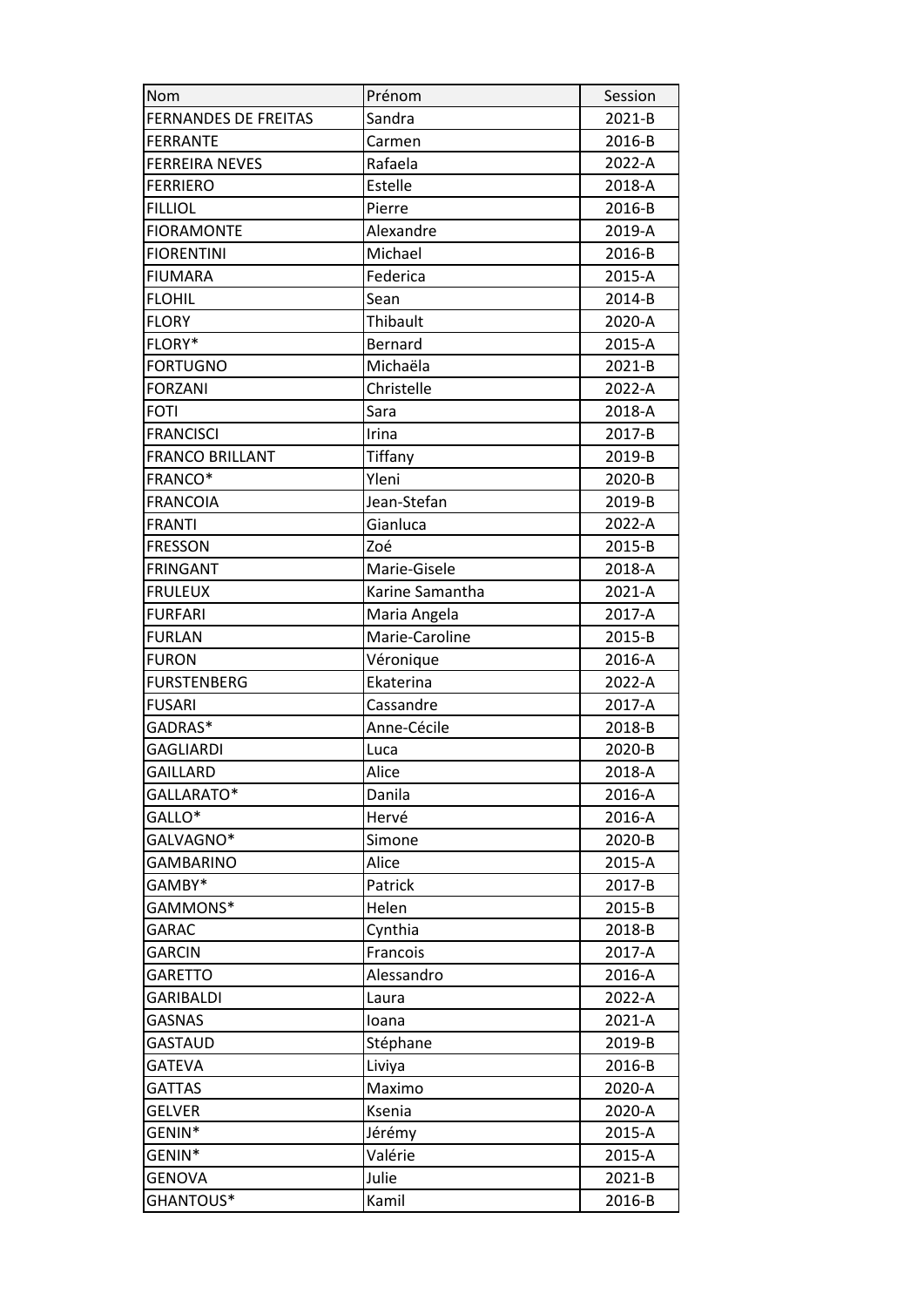| Nom | Prénom | Session |
| --- | --- | --- |
| FERNANDES DE FREITAS | Sandra | 2021-B |
| FERRANTE | Carmen | 2016-B |
| FERREIRA NEVES | Rafaela | 2022-A |
| FERRIERO | Estelle | 2018-A |
| FILLIOL | Pierre | 2016-B |
| FIORAMONTE | Alexandre | 2019-A |
| FIORENTINI | Michael | 2016-B |
| FIUMARA | Federica | 2015-A |
| FLOHIL | Sean | 2014-B |
| FLORY | Thibault | 2020-A |
| FLORY* | Bernard | 2015-A |
| FORTUGNO | Michaëla | 2021-B |
| FORZANI | Christelle | 2022-A |
| FOTI | Sara | 2018-A |
| FRANCISCI | Irina | 2017-B |
| FRANCO BRILLANT | Tiffany | 2019-B |
| FRANCO* | Yleni | 2020-B |
| FRANCOIA | Jean-Stefan | 2019-B |
| FRANTI | Gianluca | 2022-A |
| FRESSON | Zoé | 2015-B |
| FRINGANT | Marie-Gisele | 2018-A |
| FRULEUX | Karine Samantha | 2021-A |
| FURFARI | Maria Angela | 2017-A |
| FURLAN | Marie-Caroline | 2015-B |
| FURON | Véronique | 2016-A |
| FURSTENBERG | Ekaterina | 2022-A |
| FUSARI | Cassandre | 2017-A |
| GADRAS* | Anne-Cécile | 2018-B |
| GAGLIARDI | Luca | 2020-B |
| GAILLARD | Alice | 2018-A |
| GALLARATO* | Danila | 2016-A |
| GALLO* | Hervé | 2016-A |
| GALVAGNO* | Simone | 2020-B |
| GAMBARINO | Alice | 2015-A |
| GAMBY* | Patrick | 2017-B |
| GAMMONS* | Helen | 2015-B |
| GARAC | Cynthia | 2018-B |
| GARCIN | Francois | 2017-A |
| GARETTO | Alessandro | 2016-A |
| GARIBALDI | Laura | 2022-A |
| GASNAS | Ioana | 2021-A |
| GASTAUD | Stéphane | 2019-B |
| GATEVA | Liviya | 2016-B |
| GATTAS | Maximo | 2020-A |
| GELVER | Ksenia | 2020-A |
| GENIN* | Jérémy | 2015-A |
| GENIN* | Valérie | 2015-A |
| GENOVA | Julie | 2021-B |
| GHANTOUS* | Kamil | 2016-B |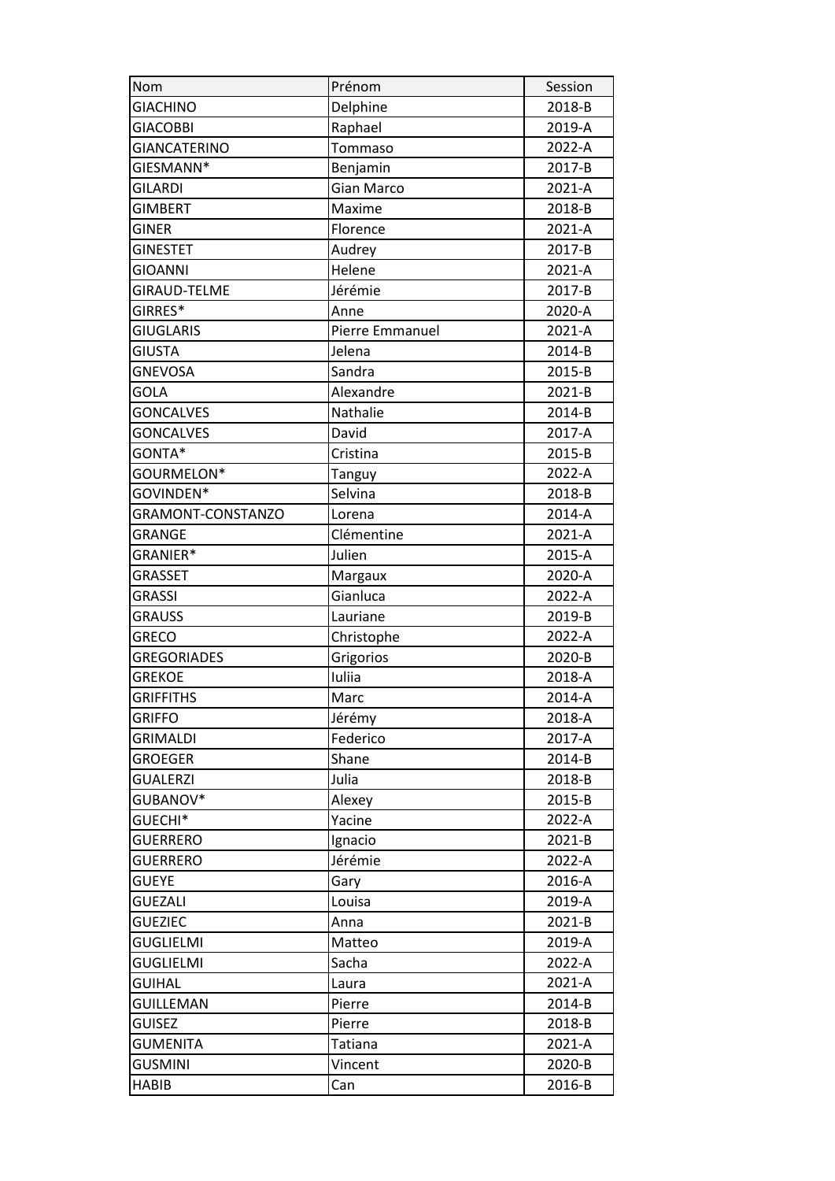| Nom | Prénom | Session |
| --- | --- | --- |
| GIACHINO | Delphine | 2018-B |
| GIACOBBI | Raphael | 2019-A |
| GIANCATERINO | Tommaso | 2022-A |
| GIESMANN* | Benjamin | 2017-B |
| GILARDI | Gian Marco | 2021-A |
| GIMBERT | Maxime | 2018-B |
| GINER | Florence | 2021-A |
| GINESTET | Audrey | 2017-B |
| GIOANNI | Helene | 2021-A |
| GIRAUD-TELME | Jérémie | 2017-B |
| GIRRES* | Anne | 2020-A |
| GIUGLARIS | Pierre Emmanuel | 2021-A |
| GIUSTA | Jelena | 2014-B |
| GNEVOSA | Sandra | 2015-B |
| GOLA | Alexandre | 2021-B |
| GONCALVES | Nathalie | 2014-B |
| GONCALVES | David | 2017-A |
| GONTA* | Cristina | 2015-B |
| GOURMELON* | Tanguy | 2022-A |
| GOVINDEN* | Selvina | 2018-B |
| GRAMONT-CONSTANZO | Lorena | 2014-A |
| GRANGE | Clémentine | 2021-A |
| GRANIER* | Julien | 2015-A |
| GRASSET | Margaux | 2020-A |
| GRASSI | Gianluca | 2022-A |
| GRAUSS | Lauriane | 2019-B |
| GRECO | Christophe | 2022-A |
| GREGORIADES | Grigorios | 2020-B |
| GREKOE | Iuliia | 2018-A |
| GRIFFITHS | Marc | 2014-A |
| GRIFFO | Jérémy | 2018-A |
| GRIMALDI | Federico | 2017-A |
| GROEGER | Shane | 2014-B |
| GUALERZI | Julia | 2018-B |
| GUBANOV* | Alexey | 2015-B |
| GUECHI* | Yacine | 2022-A |
| GUERRERO | Ignacio | 2021-B |
| GUERRERO | Jérémie | 2022-A |
| GUEYE | Gary | 2016-A |
| GUEZALI | Louisa | 2019-A |
| GUEZIEC | Anna | 2021-B |
| GUGLIELMI | Matteo | 2019-A |
| GUGLIELMI | Sacha | 2022-A |
| GUIHAL | Laura | 2021-A |
| GUILLEMAN | Pierre | 2014-B |
| GUISEZ | Pierre | 2018-B |
| GUMENITA | Tatiana | 2021-A |
| GUSMINI | Vincent | 2020-B |
| HABIB | Can | 2016-B |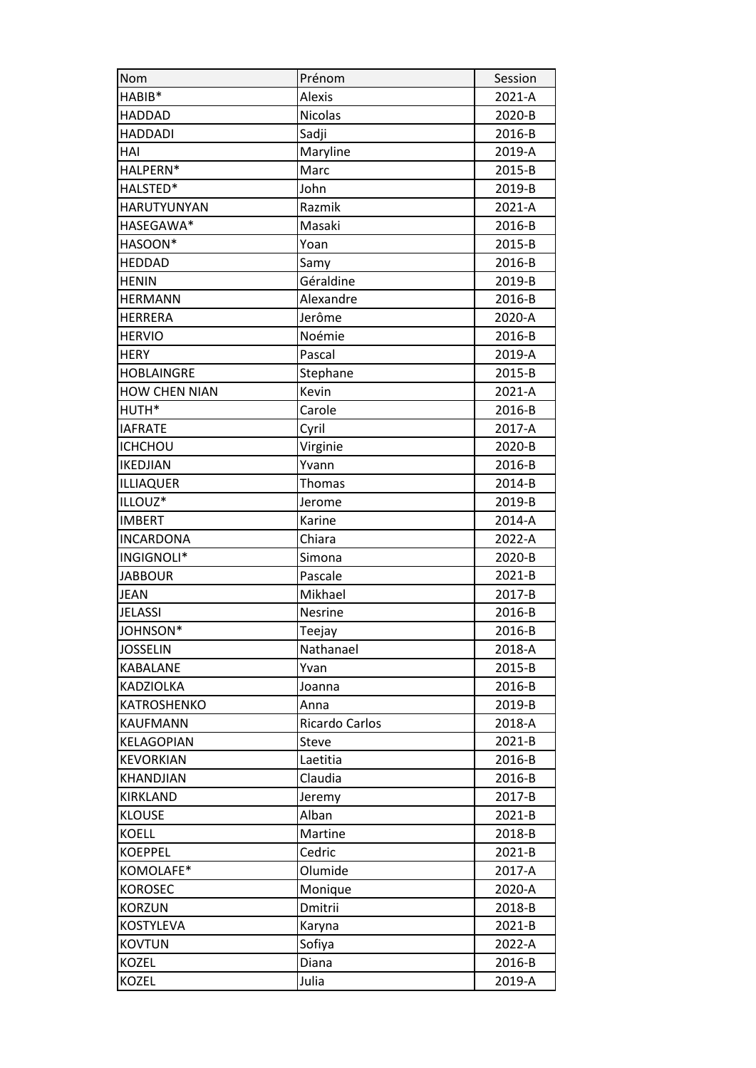| Nom | Prénom | Session |
|---|---|---|
| HABIB* | Alexis | 2021-A |
| HADDAD | Nicolas | 2020-B |
| HADDADI | Sadji | 2016-B |
| HAI | Maryline | 2019-A |
| HALPERN* | Marc | 2015-B |
| HALSTED* | John | 2019-B |
| HARUTYUNYAN | Razmik | 2021-A |
| HASEGAWA* | Masaki | 2016-B |
| HASOON* | Yoan | 2015-B |
| HEDDAD | Samy | 2016-B |
| HENIN | Géraldine | 2019-B |
| HERMANN | Alexandre | 2016-B |
| HERRERA | Jerôme | 2020-A |
| HERVIO | Noémie | 2016-B |
| HERY | Pascal | 2019-A |
| HOBLAINGRE | Stephane | 2015-B |
| HOW CHEN NIAN | Kevin | 2021-A |
| HUTH* | Carole | 2016-B |
| IAFRATE | Cyril | 2017-A |
| ICHCHOU | Virginie | 2020-B |
| IKEDJIAN | Yvann | 2016-B |
| ILLIAQUER | Thomas | 2014-B |
| ILLOUZ* | Jerome | 2019-B |
| IMBERT | Karine | 2014-A |
| INCARDONA | Chiara | 2022-A |
| INGIGNOLI* | Simona | 2020-B |
| JABBOUR | Pascale | 2021-B |
| JEAN | Mikhael | 2017-B |
| JELASSI | Nesrine | 2016-B |
| JOHNSON* | Teejay | 2016-B |
| JOSSELIN | Nathanael | 2018-A |
| KABALANE | Yvan | 2015-B |
| KADZIOLKA | Joanna | 2016-B |
| KATROSHENKO | Anna | 2019-B |
| KAUFMANN | Ricardo Carlos | 2018-A |
| KELAGOPIAN | Steve | 2021-B |
| KEVORKIAN | Laetitia | 2016-B |
| KHANDJIAN | Claudia | 2016-B |
| KIRKLAND | Jeremy | 2017-B |
| KLOUSE | Alban | 2021-B |
| KOELL | Martine | 2018-B |
| KOEPPEL | Cedric | 2021-B |
| KOMOLAFE* | Olumide | 2017-A |
| KOROSEC | Monique | 2020-A |
| KORZUN | Dmitrii | 2018-B |
| KOSTYLEVA | Karyna | 2021-B |
| KOVTUN | Sofiya | 2022-A |
| KOZEL | Diana | 2016-B |
| KOZEL | Julia | 2019-A |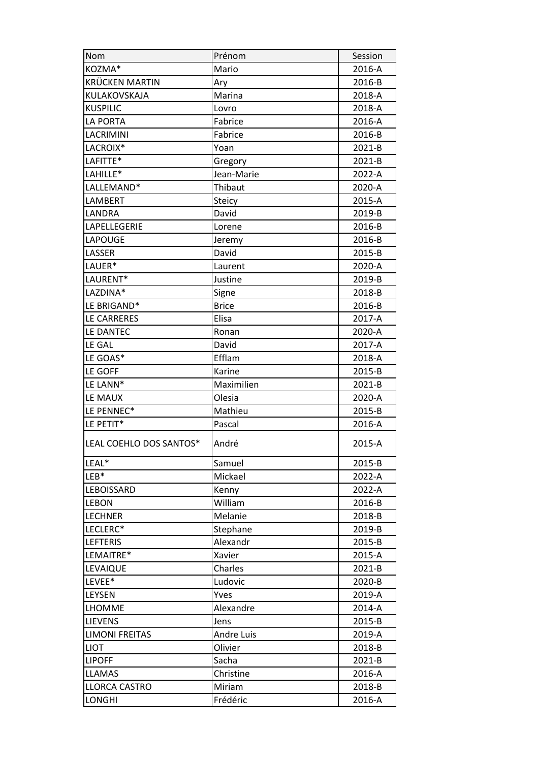| Nom | Prénom | Session |
| --- | --- | --- |
| KOZMA* | Mario | 2016-A |
| KRÜCKEN MARTIN | Ary | 2016-B |
| KULAKOVSKAJA | Marina | 2018-A |
| KUSPILIC | Lovro | 2018-A |
| LA PORTA | Fabrice | 2016-A |
| LACRIMINI | Fabrice | 2016-B |
| LACROIX* | Yoan | 2021-B |
| LAFITTE* | Gregory | 2021-B |
| LAHILLE* | Jean-Marie | 2022-A |
| LALLEMAND* | Thibaut | 2020-A |
| LAMBERT | Steicy | 2015-A |
| LANDRA | David | 2019-B |
| LAPELLEGERIE | Lorene | 2016-B |
| LAPOUGE | Jeremy | 2016-B |
| LASSER | David | 2015-B |
| LAUER* | Laurent | 2020-A |
| LAURENT* | Justine | 2019-B |
| LAZDINA* | Signe | 2018-B |
| LE BRIGAND* | Brice | 2016-B |
| LE CARRERES | Elisa | 2017-A |
| LE DANTEC | Ronan | 2020-A |
| LE GAL | David | 2017-A |
| LE GOAS* | Efflam | 2018-A |
| LE GOFF | Karine | 2015-B |
| LE LANN* | Maximilien | 2021-B |
| LE MAUX | Olesia | 2020-A |
| LE PENNEC* | Mathieu | 2015-B |
| LE PETIT* | Pascal | 2016-A |
| LEAL COEHLO DOS SANTOS* | André | 2015-A |
| LEAL* | Samuel | 2015-B |
| LEB* | Mickael | 2022-A |
| LEBOISSARD | Kenny | 2022-A |
| LEBON | William | 2016-B |
| LECHNER | Melanie | 2018-B |
| LECLERC* | Stephane | 2019-B |
| LEFTERIS | Alexandr | 2015-B |
| LEMAITRE* | Xavier | 2015-A |
| LEVAIQUE | Charles | 2021-B |
| LEVEE* | Ludovic | 2020-B |
| LEYSEN | Yves | 2019-A |
| LHOMME | Alexandre | 2014-A |
| LIEVENS | Jens | 2015-B |
| LIMONI FREITAS | Andre Luis | 2019-A |
| LIOT | Olivier | 2018-B |
| LIPOFF | Sacha | 2021-B |
| LLAMAS | Christine | 2016-A |
| LLORCA CASTRO | Miriam | 2018-B |
| LONGHI | Frédéric | 2016-A |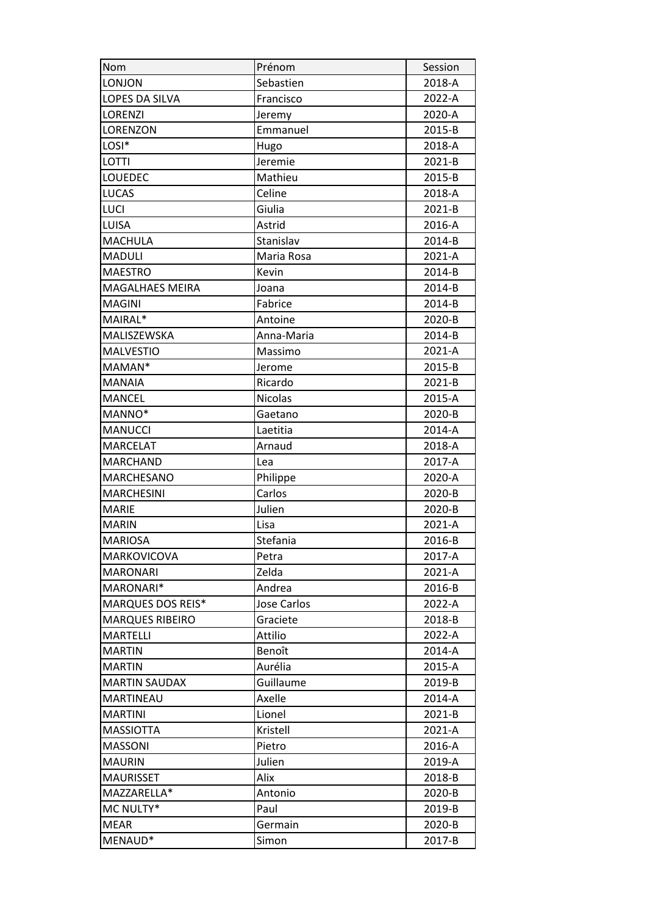| Nom | Prénom | Session |
|---|---|---|
| LONJON | Sebastien | 2018-A |
| LOPES DA SILVA | Francisco | 2022-A |
| LORENZI | Jeremy | 2020-A |
| LORENZON | Emmanuel | 2015-B |
| LOSI* | Hugo | 2018-A |
| LOTTI | Jeremie | 2021-B |
| LOUEDEC | Mathieu | 2015-B |
| LUCAS | Celine | 2018-A |
| LUCI | Giulia | 2021-B |
| LUISA | Astrid | 2016-A |
| MACHULA | Stanislav | 2014-B |
| MADULI | Maria Rosa | 2021-A |
| MAESTRO | Kevin | 2014-B |
| MAGALHAES MEIRA | Joana | 2014-B |
| MAGINI | Fabrice | 2014-B |
| MAIRAL* | Antoine | 2020-B |
| MALISZEWSKA | Anna-Maria | 2014-B |
| MALVESTIO | Massimo | 2021-A |
| MAMAN* | Jerome | 2015-B |
| MANAIA | Ricardo | 2021-B |
| MANCEL | Nicolas | 2015-A |
| MANNO* | Gaetano | 2020-B |
| MANUCCI | Laetitia | 2014-A |
| MARCELAT | Arnaud | 2018-A |
| MARCHAND | Lea | 2017-A |
| MARCHESANO | Philippe | 2020-A |
| MARCHESINI | Carlos | 2020-B |
| MARIE | Julien | 2020-B |
| MARIN | Lisa | 2021-A |
| MARIOSA | Stefania | 2016-B |
| MARKOVICOVA | Petra | 2017-A |
| MARONARI | Zelda | 2021-A |
| MARONARI* | Andrea | 2016-B |
| MARQUES DOS REIS* | Jose Carlos | 2022-A |
| MARQUES RIBEIRO | Graciete | 2018-B |
| MARTELLI | Attilio | 2022-A |
| MARTIN | Benoît | 2014-A |
| MARTIN | Aurélia | 2015-A |
| MARTIN SAUDAX | Guillaume | 2019-B |
| MARTINEAU | Axelle | 2014-A |
| MARTINI | Lionel | 2021-B |
| MASSIOTTA | Kristell | 2021-A |
| MASSONI | Pietro | 2016-A |
| MAURIN | Julien | 2019-A |
| MAURISSET | Alix | 2018-B |
| MAZZARELLA* | Antonio | 2020-B |
| MC NULTY* | Paul | 2019-B |
| MEAR | Germain | 2020-B |
| MENAUD* | Simon | 2017-B |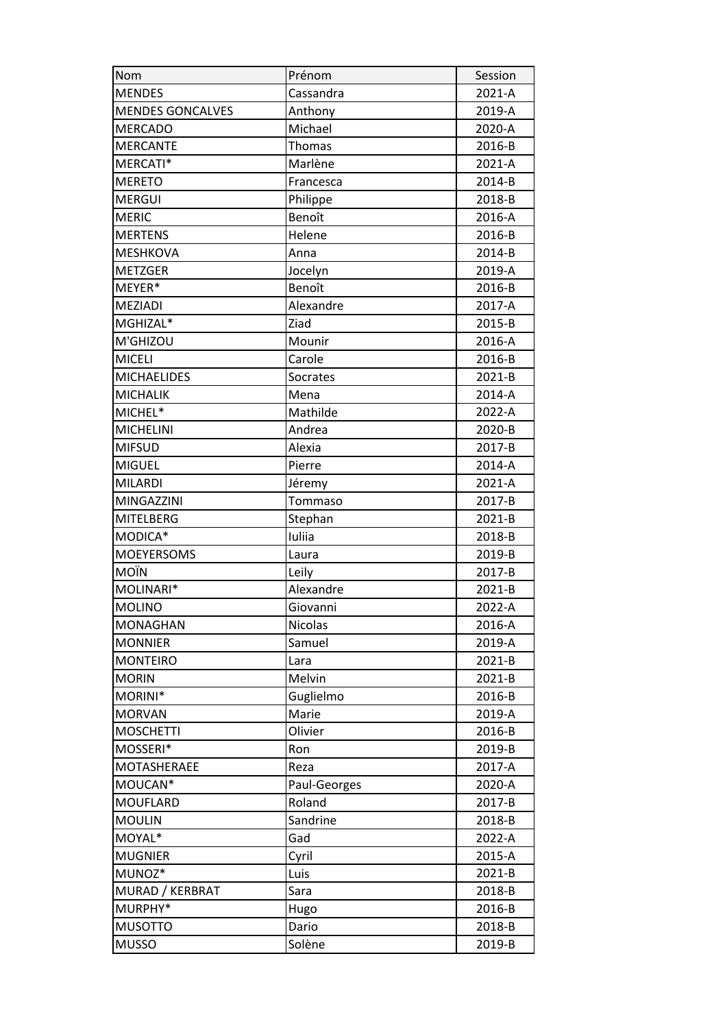| Nom | Prénom | Session |
|---|---|---|
| MENDES | Cassandra | 2021-A |
| MENDES GONCALVES | Anthony | 2019-A |
| MERCADO | Michael | 2020-A |
| MERCANTE | Thomas | 2016-B |
| MERCATI* | Marlène | 2021-A |
| MERETO | Francesca | 2014-B |
| MERGUI | Philippe | 2018-B |
| MERIC | Benoît | 2016-A |
| MERTENS | Helene | 2016-B |
| MESHKOVA | Anna | 2014-B |
| METZGER | Jocelyn | 2019-A |
| MEYER* | Benoît | 2016-B |
| MEZIADI | Alexandre | 2017-A |
| MGHIZAL* | Ziad | 2015-B |
| M'GHIZOU | Mounir | 2016-A |
| MICELI | Carole | 2016-B |
| MICHAELIDES | Socrates | 2021-B |
| MICHALIK | Mena | 2014-A |
| MICHEL* | Mathilde | 2022-A |
| MICHELINI | Andrea | 2020-B |
| MIFSUD | Alexia | 2017-B |
| MIGUEL | Pierre | 2014-A |
| MILARDI | Jéremy | 2021-A |
| MINGAZZINI | Tommaso | 2017-B |
| MITELBERG | Stephan | 2021-B |
| MODICA* | Iuliia | 2018-B |
| MOEYERSOMS | Laura | 2019-B |
| MOÏN | Leily | 2017-B |
| MOLINARI* | Alexandre | 2021-B |
| MOLINO | Giovanni | 2022-A |
| MONAGHAN | Nicolas | 2016-A |
| MONNIER | Samuel | 2019-A |
| MONTEIRO | Lara | 2021-B |
| MORIN | Melvin | 2021-B |
| MORINI* | Guglielmo | 2016-B |
| MORVAN | Marie | 2019-A |
| MOSCHETTI | Olivier | 2016-B |
| MOSSERI* | Ron | 2019-B |
| MOTASHERAEE | Reza | 2017-A |
| MOUCAN* | Paul-Georges | 2020-A |
| MOUFLARD | Roland | 2017-B |
| MOULIN | Sandrine | 2018-B |
| MOYAL* | Gad | 2022-A |
| MUGNIER | Cyril | 2015-A |
| MUNOZ* | Luis | 2021-B |
| MURAD / KERBRAT | Sara | 2018-B |
| MURPHY* | Hugo | 2016-B |
| MUSOTTO | Dario | 2018-B |
| MUSSO | Solène | 2019-B |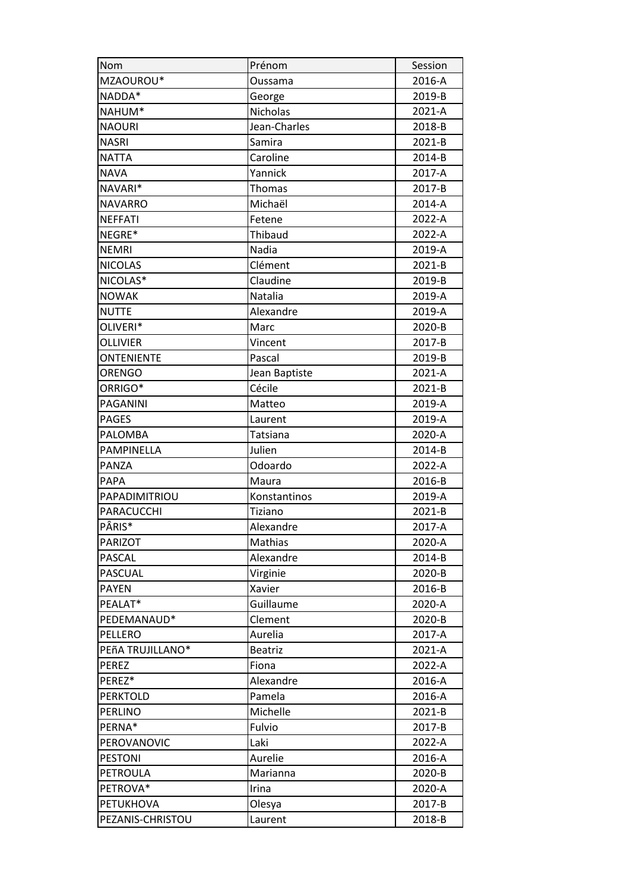| Nom | Prénom | Session |
|---|---|---|
| MZAOUROU* | Oussama | 2016-A |
| NADDA* | George | 2019-B |
| NAHUM* | Nicholas | 2021-A |
| NAOURI | Jean-Charles | 2018-B |
| NASRI | Samira | 2021-B |
| NATTA | Caroline | 2014-B |
| NAVA | Yannick | 2017-A |
| NAVARI* | Thomas | 2017-B |
| NAVARRO | Michaël | 2014-A |
| NEFFATI | Fetene | 2022-A |
| NEGRE* | Thibaud | 2022-A |
| NEMRI | Nadia | 2019-A |
| NICOLAS | Clément | 2021-B |
| NICOLAS* | Claudine | 2019-B |
| NOWAK | Natalia | 2019-A |
| NUTTE | Alexandre | 2019-A |
| OLIVERI* | Marc | 2020-B |
| OLLIVIER | Vincent | 2017-B |
| ONTENIENTE | Pascal | 2019-B |
| ORENGO | Jean Baptiste | 2021-A |
| ORRIGO* | Cécile | 2021-B |
| PAGANINI | Matteo | 2019-A |
| PAGES | Laurent | 2019-A |
| PALOMBA | Tatsiana | 2020-A |
| PAMPINELLA | Julien | 2014-B |
| PANZA | Odoardo | 2022-A |
| PAPA | Maura | 2016-B |
| PAPADIMITRIOU | Konstantinos | 2019-A |
| PARACUCCHI | Tiziano | 2021-B |
| PÂRIS* | Alexandre | 2017-A |
| PARIZOT | Mathias | 2020-A |
| PASCAL | Alexandre | 2014-B |
| PASCUAL | Virginie | 2020-B |
| PAYEN | Xavier | 2016-B |
| PEALAT* | Guillaume | 2020-A |
| PEDEMANAUD* | Clement | 2020-B |
| PELLERO | Aurelia | 2017-A |
| PEñA TRUJILLANO* | Beatriz | 2021-A |
| PEREZ | Fiona | 2022-A |
| PEREZ* | Alexandre | 2016-A |
| PERKTOLD | Pamela | 2016-A |
| PERLINO | Michelle | 2021-B |
| PERNA* | Fulvio | 2017-B |
| PEROVANOVIC | Laki | 2022-A |
| PESTONI | Aurelie | 2016-A |
| PETROULA | Marianna | 2020-B |
| PETROVA* | Irina | 2020-A |
| PETUKHOVA | Olesya | 2017-B |
| PEZANIS-CHRISTOU | Laurent | 2018-B |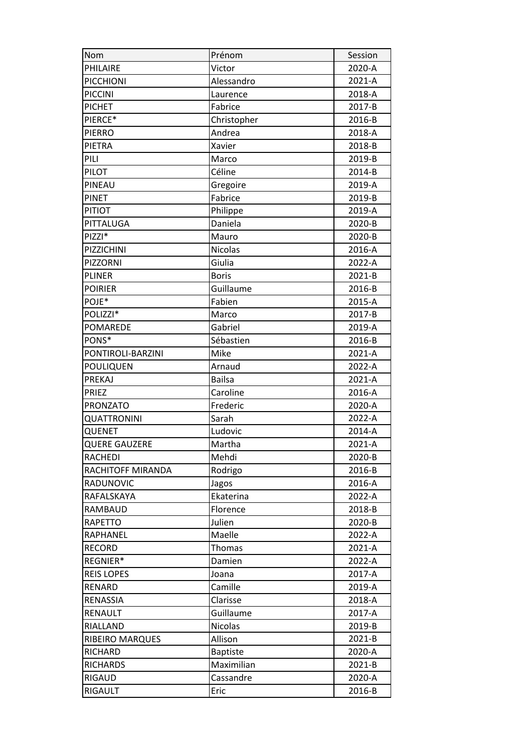| Nom | Prénom | Session |
|---|---|---|
| PHILAIRE | Victor | 2020-A |
| PICCHIONI | Alessandro | 2021-A |
| PICCINI | Laurence | 2018-A |
| PICHET | Fabrice | 2017-B |
| PIERCE* | Christopher | 2016-B |
| PIERRO | Andrea | 2018-A |
| PIETRA | Xavier | 2018-B |
| PILI | Marco | 2019-B |
| PILOT | Céline | 2014-B |
| PINEAU | Gregoire | 2019-A |
| PINET | Fabrice | 2019-B |
| PITIOT | Philippe | 2019-A |
| PITTALUGA | Daniela | 2020-B |
| PIZZI* | Mauro | 2020-B |
| PIZZICHINI | Nicolas | 2016-A |
| PIZZORNI | Giulia | 2022-A |
| PLINER | Boris | 2021-B |
| POIRIER | Guillaume | 2016-B |
| POJE* | Fabien | 2015-A |
| POLIZZI* | Marco | 2017-B |
| POMAREDE | Gabriel | 2019-A |
| PONS* | Sébastien | 2016-B |
| PONTIROLI-BARZINI | Mike | 2021-A |
| POULIQUEN | Arnaud | 2022-A |
| PREKAJ | Bailsa | 2021-A |
| PRIEZ | Caroline | 2016-A |
| PRONZATO | Frederic | 2020-A |
| QUATTRONINI | Sarah | 2022-A |
| QUENET | Ludovic | 2014-A |
| QUERE GAUZERE | Martha | 2021-A |
| RACHEDI | Mehdi | 2020-B |
| RACHITOFF MIRANDA | Rodrigo | 2016-B |
| RADUNOVIC | Jagos | 2016-A |
| RAFALSKAYA | Ekaterina | 2022-A |
| RAMBAUD | Florence | 2018-B |
| RAPETTO | Julien | 2020-B |
| RAPHANEL | Maelle | 2022-A |
| RECORD | Thomas | 2021-A |
| REGNIER* | Damien | 2022-A |
| REIS LOPES | Joana | 2017-A |
| RENARD | Camille | 2019-A |
| RENASSIA | Clarisse | 2018-A |
| RENAULT | Guillaume | 2017-A |
| RIALLAND | Nicolas | 2019-B |
| RIBEIRO MARQUES | Allison | 2021-B |
| RICHARD | Baptiste | 2020-A |
| RICHARDS | Maximilian | 2021-B |
| RIGAUD | Cassandre | 2020-A |
| RIGAULT | Eric | 2016-B |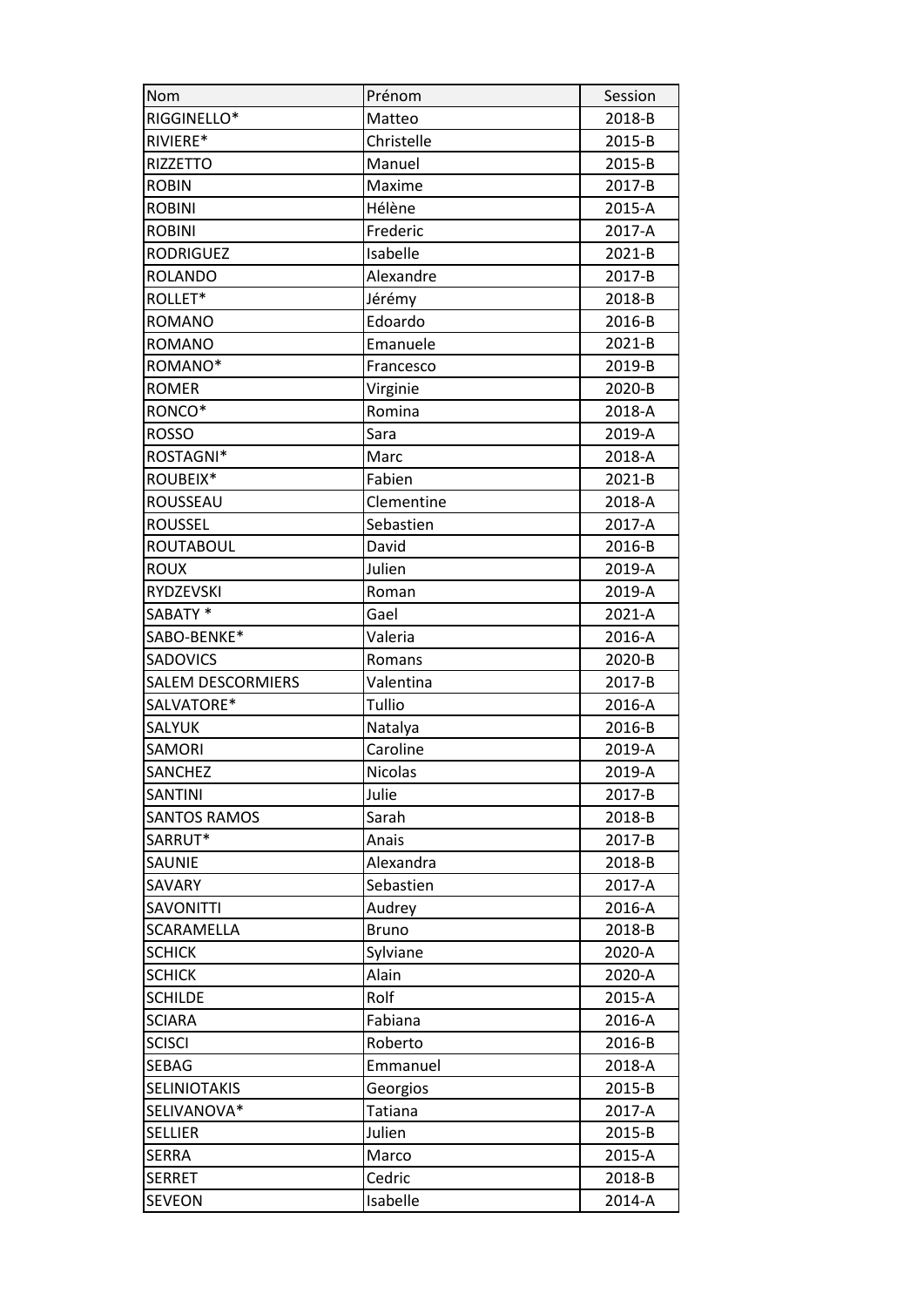| Nom | Prénom | Session |
|---|---|---|
| RIGGINELLO* | Matteo | 2018-B |
| RIVIERE* | Christelle | 2015-B |
| RIZZETTO | Manuel | 2015-B |
| ROBIN | Maxime | 2017-B |
| ROBINI | Hélène | 2015-A |
| ROBINI | Frederic | 2017-A |
| RODRIGUEZ | Isabelle | 2021-B |
| ROLANDO | Alexandre | 2017-B |
| ROLLET* | Jérémy | 2018-B |
| ROMANO | Edoardo | 2016-B |
| ROMANO | Emanuele | 2021-B |
| ROMANO* | Francesco | 2019-B |
| ROMER | Virginie | 2020-B |
| RONCO* | Romina | 2018-A |
| ROSSO | Sara | 2019-A |
| ROSTAGNI* | Marc | 2018-A |
| ROUBEIX* | Fabien | 2021-B |
| ROUSSEAU | Clementine | 2018-A |
| ROUSSEL | Sebastien | 2017-A |
| ROUTABOUL | David | 2016-B |
| ROUX | Julien | 2019-A |
| RYDZEVSKI | Roman | 2019-A |
| SABATY * | Gael | 2021-A |
| SABO-BENKE* | Valeria | 2016-A |
| SADOVICS | Romans | 2020-B |
| SALEM DESCORMIERS | Valentina | 2017-B |
| SALVATORE* | Tullio | 2016-A |
| SALYUK | Natalya | 2016-B |
| SAMORI | Caroline | 2019-A |
| SANCHEZ | Nicolas | 2019-A |
| SANTINI | Julie | 2017-B |
| SANTOS RAMOS | Sarah | 2018-B |
| SARRUT* | Anais | 2017-B |
| SAUNIE | Alexandra | 2018-B |
| SAVARY | Sebastien | 2017-A |
| SAVONITTI | Audrey | 2016-A |
| SCARAMELLA | Bruno | 2018-B |
| SCHICK | Sylviane | 2020-A |
| SCHICK | Alain | 2020-A |
| SCHILDE | Rolf | 2015-A |
| SCIARA | Fabiana | 2016-A |
| SCISCI | Roberto | 2016-B |
| SEBAG | Emmanuel | 2018-A |
| SELINIOTAKIS | Georgios | 2015-B |
| SELIVANOVA* | Tatiana | 2017-A |
| SELLIER | Julien | 2015-B |
| SERRA | Marco | 2015-A |
| SERRET | Cedric | 2018-B |
| SEVEON | Isabelle | 2014-A |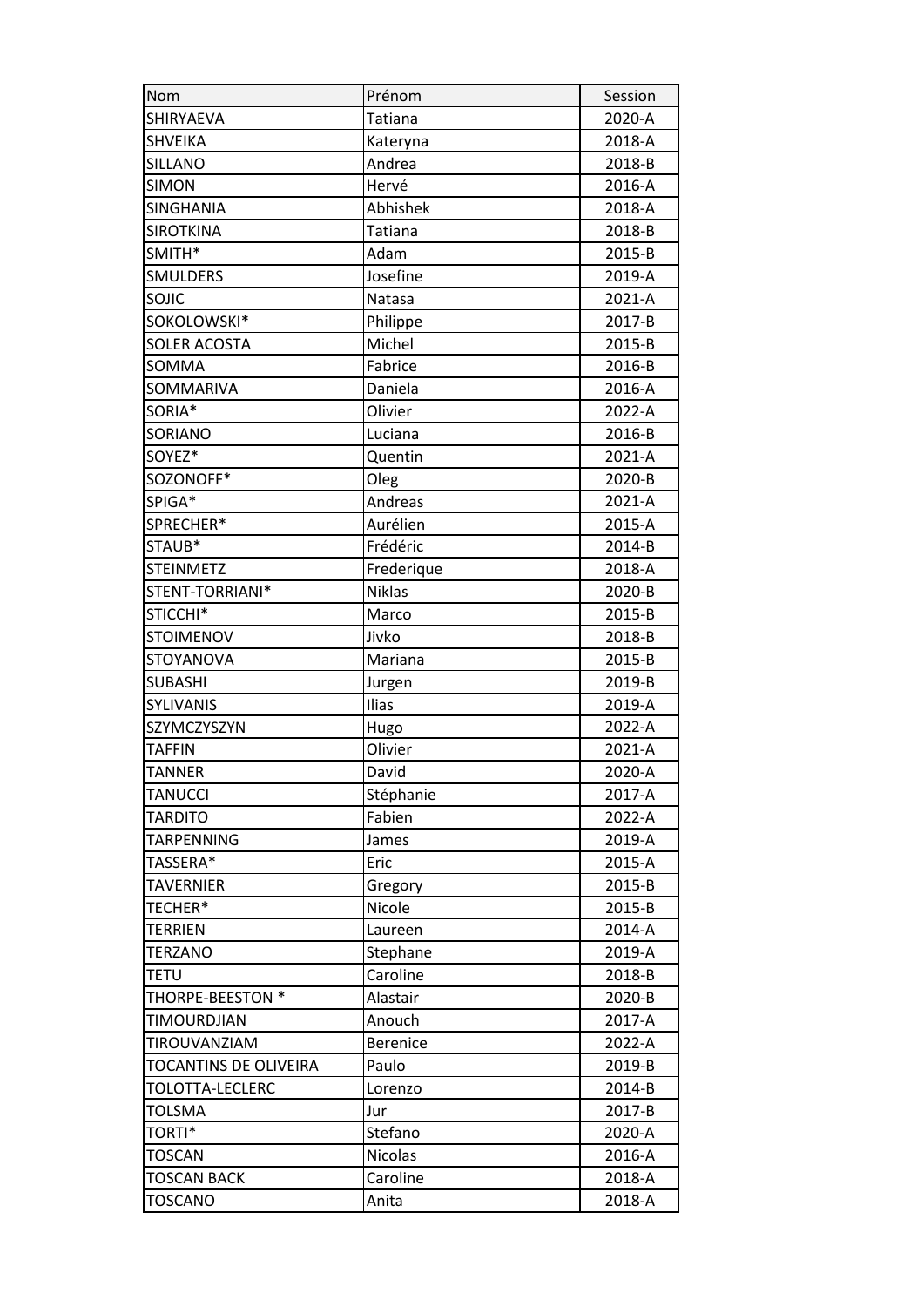| Nom | Prénom | Session |
|---|---|---|
| SHIRYAEVA | Tatiana | 2020-A |
| SHVEIKA | Kateryna | 2018-A |
| SILLANO | Andrea | 2018-B |
| SIMON | Hervé | 2016-A |
| SINGHANIA | Abhishek | 2018-A |
| SIROTKINA | Tatiana | 2018-B |
| SMITH* | Adam | 2015-B |
| SMULDERS | Josefine | 2019-A |
| SOJIC | Natasa | 2021-A |
| SOKOLOWSKI* | Philippe | 2017-B |
| SOLER ACOSTA | Michel | 2015-B |
| SOMMA | Fabrice | 2016-B |
| SOMMARIVA | Daniela | 2016-A |
| SORIA* | Olivier | 2022-A |
| SORIANO | Luciana | 2016-B |
| SOYEZ* | Quentin | 2021-A |
| SOZONOFF* | Oleg | 2020-B |
| SPIGA* | Andreas | 2021-A |
| SPRECHER* | Aurélien | 2015-A |
| STAUB* | Frédéric | 2014-B |
| STEINMETZ | Frederique | 2018-A |
| STENT-TORRIANI* | Niklas | 2020-B |
| STICCHI* | Marco | 2015-B |
| STOIMENOV | Jivko | 2018-B |
| STOYANOVA | Mariana | 2015-B |
| SUBASHI | Jurgen | 2019-B |
| SYLIVANIS | Ilias | 2019-A |
| SZYMCZYSZYN | Hugo | 2022-A |
| TAFFIN | Olivier | 2021-A |
| TANNER | David | 2020-A |
| TANUCCI | Stéphanie | 2017-A |
| TARDITO | Fabien | 2022-A |
| TARPENNING | James | 2019-A |
| TASSERA* | Eric | 2015-A |
| TAVERNIER | Gregory | 2015-B |
| TECHER* | Nicole | 2015-B |
| TERRIEN | Laureen | 2014-A |
| TERZANO | Stephane | 2019-A |
| TETU | Caroline | 2018-B |
| THORPE-BEESTON * | Alastair | 2020-B |
| TIMOURDJIAN | Anouch | 2017-A |
| TIROUVANZIAM | Berenice | 2022-A |
| TOCANTINS DE OLIVEIRA | Paulo | 2019-B |
| TOLOTTA-LECLERC | Lorenzo | 2014-B |
| TOLSMA | Jur | 2017-B |
| TORTI* | Stefano | 2020-A |
| TOSCAN | Nicolas | 2016-A |
| TOSCAN BACK | Caroline | 2018-A |
| TOSCANO | Anita | 2018-A |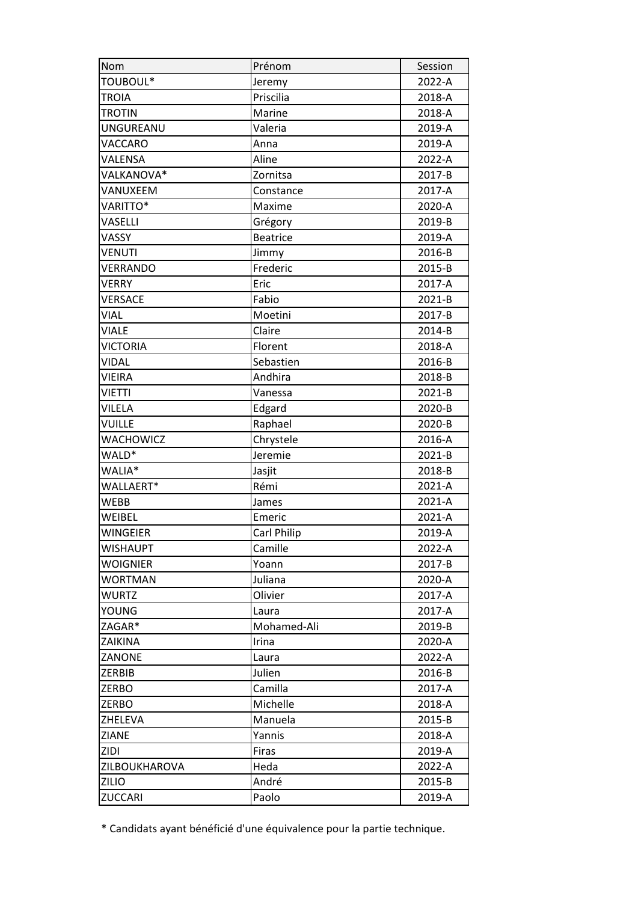| Nom | Prénom | Session |
|---|---|---|
| TOUBOUL* | Jeremy | 2022-A |
| TROIA | Priscilia | 2018-A |
| TROTIN | Marine | 2018-A |
| UNGUREANU | Valeria | 2019-A |
| VACCARO | Anna | 2019-A |
| VALENSA | Aline | 2022-A |
| VALKANOVA* | Zornitsa | 2017-B |
| VANUXEEM | Constance | 2017-A |
| VARITTO* | Maxime | 2020-A |
| VASELLI | Grégory | 2019-B |
| VASSY | Beatrice | 2019-A |
| VENUTI | Jimmy | 2016-B |
| VERRANDO | Frederic | 2015-B |
| VERRY | Eric | 2017-A |
| VERSACE | Fabio | 2021-B |
| VIAL | Moetini | 2017-B |
| VIALE | Claire | 2014-B |
| VICTORIA | Florent | 2018-A |
| VIDAL | Sebastien | 2016-B |
| VIEIRA | Andhira | 2018-B |
| VIETTI | Vanessa | 2021-B |
| VILELA | Edgard | 2020-B |
| VUILLE | Raphael | 2020-B |
| WACHOWICZ | Chrystele | 2016-A |
| WALD* | Jeremie | 2021-B |
| WALIA* | Jasjit | 2018-B |
| WALLAERT* | Rémi | 2021-A |
| WEBB | James | 2021-A |
| WEIBEL | Emeric | 2021-A |
| WINGEIER | Carl Philip | 2019-A |
| WISHAUPT | Camille | 2022-A |
| WOIGNIER | Yoann | 2017-B |
| WORTMAN | Juliana | 2020-A |
| WURTZ | Olivier | 2017-A |
| YOUNG | Laura | 2017-A |
| ZAGAR* | Mohamed-Ali | 2019-B |
| ZAIKINA | Irina | 2020-A |
| ZANONE | Laura | 2022-A |
| ZERBIB | Julien | 2016-B |
| ZERBO | Camilla | 2017-A |
| ZERBO | Michelle | 2018-A |
| ZHELEVA | Manuela | 2015-B |
| ZIANE | Yannis | 2018-A |
| ZIDI | Firas | 2019-A |
| ZILBOUKHAROVA | Heda | 2022-A |
| ZILIO | André | 2015-B |
| ZUCCARI | Paolo | 2019-A |

* Candidats ayant bénéficié d'une équivalence pour la partie technique.